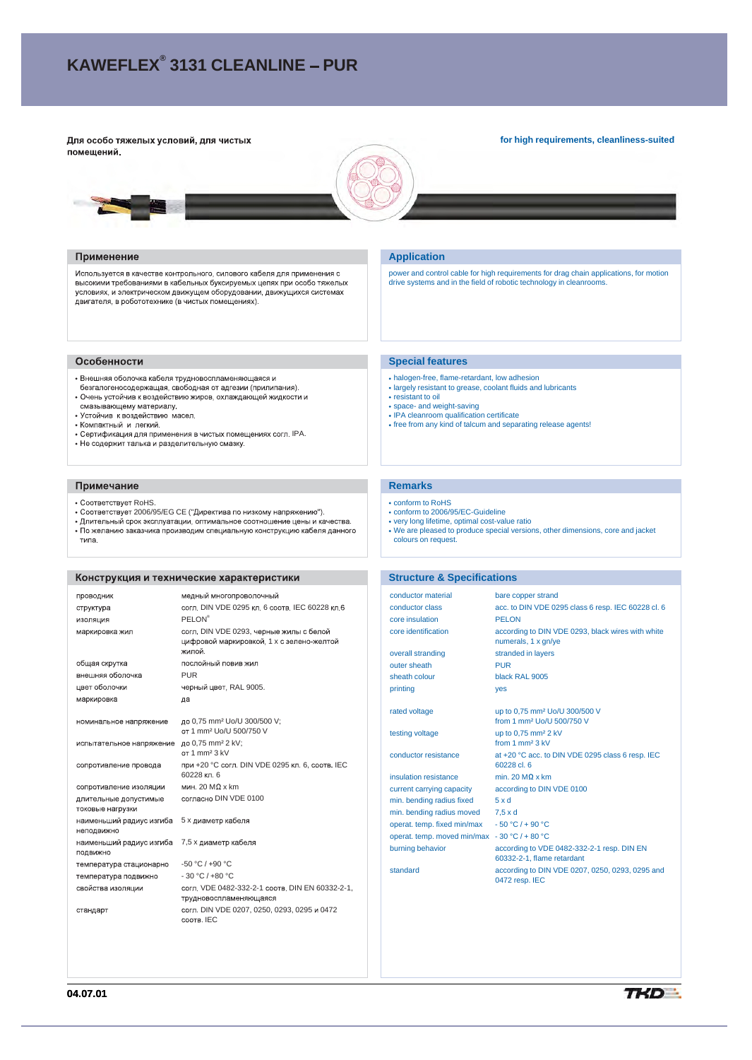# KAWEFLEX® 3131 CLEANLINE – PUR

**Для особо тяжелых условий, для чистых помещений.**

**for high requirements, cleanliness-suited**

## Применение

Используется в качестве контрольного, силового кабеля для применения с высокими требованиями в кабельных буксируемых цепях при особо тяжелых условиях, и электрическом движущем оборудовании, движущихся системах двигателя, в робототехнике (в чистых помещениях).

## Application

power and control cable for high requirements for drag chain applications, for motion drive systems and in the field of robotic technology in cleanrooms.

## Особенности

- Внешняя оболочка кабеля трудновоспламеняющаяся и безгалогеносодержащая, свободная от адгезии (прилипания).
- Очень устойчив к воздействию жиров, охлаждающей жидкости и смазывающему материалу.
- Устойчив к воздействию масел.
- Компактный и легкий.
- Сертификация для применения в чистых помещениях согл. IPA.
- Не содержит талька и разделительную смазку.

## Special features

- halogen-free, flame-retardant, low adhesion
- largely resistant to grease, coolant fluids and lubricants
- resistant to oil
- space- and weight-saving
- IPA cleanroom qualification certificate
- free from any kind of talcum and separating release agents!

## Примечание

- Соответствует RoHS.
- Соответствует 2006/95/EG CE ("Директива по низкому напряжению").
- Длительный срок эксплуатации, оптимальное соотношение цены и качества.
- По желанию заказчика производим специальную конструкцию кабеля данного типа.

## Remarks

- conform to RoHS
- conform to 2006/95/EC-Guideline
- very long lifetime, optimal cost-value ratio
- We are pleased to produce special versions, other dimensions, core and jacket colours on request.

## Конструкция и технические характеристики

| | |
|---|---|
| проводник | медный многопроволочный |
| структура | согл. DIN VDE 0295 кл. 6 соотв. IEC 60228 кл.6 |
| изоляция | PELON® |
| маркировка жил | согл. DIN VDE 0293, черные жилы с белой цифровой маркировкой, 1 x с зелено-желтой жилой. |
| общая скрутка | послойный повив жил |
| внешняя оболочка | PUR |
| цвет оболочки | черный цвет, RAL 9005. |
| маркировка | да |
| номинальное напряжение | до 0,75 mm² Uo/U 300/500 V; от 1 mm² Uo/U 500/750 V |
| испытательное напряжение | до 0,75 mm² 2 kV; от 1 mm² 3 kV |
| сопротивление провода | при +20 °C согл. DIN VDE 0295 кл. 6, соотв. IEC 60228 кл. 6 |
| сопротивление изоляции | мин. 20 MΩ x km |
| длительные допустимые токовые нагрузки | согласно DIN VDE 0100 |
| наименьший радиус изгиба неподвижно | 5 x диаметр кабеля |
| наименьший радиус изгиба подвижно | 7,5 x диаметр кабеля |
| температура стационарно | -50 °C / +90 °C |
| температура подвижно | - 30 °C / +80 °C |
| свойства изоляции | согл. VDE 0482-332-2-1 соотв, DIN EN 60332-2-1, трудновоспламеняющаяся |
| стандарт | согл. DIN VDE 0207, 0250, 0293, 0295 и 0472 соотв. IEC |

## Structure & Specifications

| | |
|---|---|
| conductor material | bare copper strand |
| conductor class | acc. to DIN VDE 0295 class 6 resp. IEC 60228 cl. 6 |
| core insulation | PELON |
| core identification | according to DIN VDE 0293, black wires with white numerals, 1 x gn/ye |
| overall stranding | stranded in layers |
| outer sheath | PUR |
| sheath colour | black RAL 9005 |
| printing | yes |
| rated voltage | up to 0,75 mm² Uo/U 300/500 V; from 1 mm² Uo/U 500/750 V |
| testing voltage | up to 0,75 mm² 2 kV; from 1 mm² 3 kV |
| conductor resistance | at +20 °C acc. to DIN VDE 0295 class 6 resp. IEC 60228 cl. 6 |
| insulation resistance | min. 20 MΩ x km |
| current carrying capacity | according to DIN VDE 0100 |
| min. bending radius fixed | 5 x d |
| min. bending radius moved | 7,5 x d |
| operat. temp. fixed min/max | - 50 °C / + 90 °C |
| operat. temp. moved min/max | - 30 °C / + 80 °C |
| burning behavior | according to VDE 0482-332-2-1 resp. DIN EN 60332-2-1, flame retardant |
| standard | according to DIN VDE 0207, 0250, 0293, 0295 and 0472 resp. IEC |

04.07.01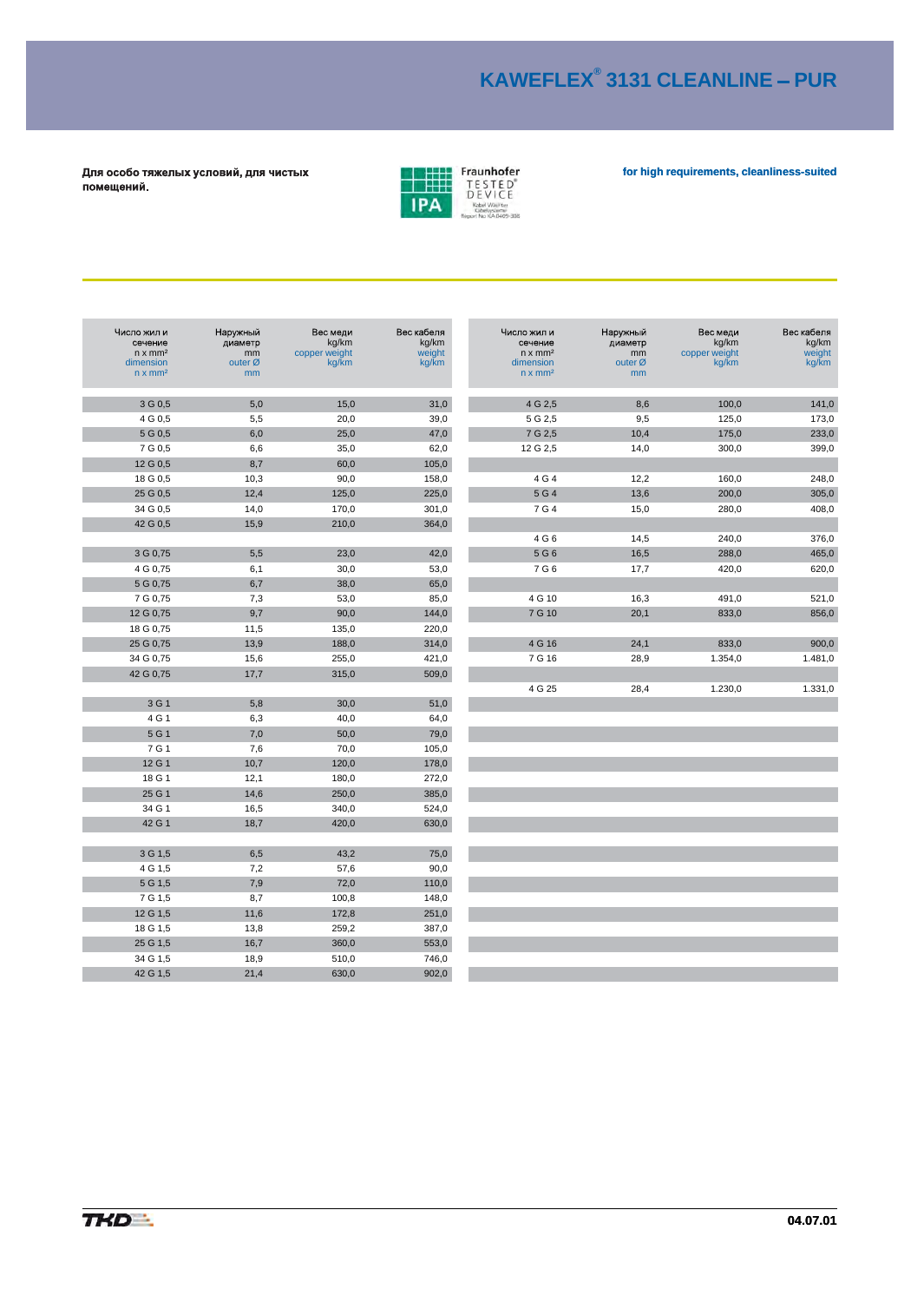# KAWEFLEX® 3131 CLEANLINE – PUR

**Для особо тяжелых условий, для чистых помещений.**

Fraunhofer TESTED DEVICE IPA

**for high requirements, cleanliness-suited**

| Число жил и сечение n x mm² dimension n x mm² | Наружный диаметр mm outer Ø mm | Вес меди kg/km copper weight kg/km | Вес кабеля kg/km weight kg/km |
|---|---|---|---|
| 3 G 0,5 | 5,0 | 15,0 | 31,0 |
| 4 G 0,5 | 5,5 | 20,0 | 39,0 |
| 5 G 0,5 | 6,0 | 25,0 | 47,0 |
| 7 G 0,5 | 6,6 | 35,0 | 62,0 |
| 12 G 0,5 | 8,7 | 60,0 | 105,0 |
| 18 G 0,5 | 10,3 | 90,0 | 158,0 |
| 25 G 0,5 | 12,4 | 125,0 | 225,0 |
| 34 G 0,5 | 14,0 | 170,0 | 301,0 |
| 42 G 0,5 | 15,9 | 210,0 | 364,0 |
| 3 G 0,75 | 5,5 | 23,0 | 42,0 |
| 4 G 0,75 | 6,1 | 30,0 | 53,0 |
| 5 G 0,75 | 6,7 | 38,0 | 65,0 |
| 7 G 0,75 | 7,3 | 53,0 | 85,0 |
| 12 G 0,75 | 9,7 | 90,0 | 144,0 |
| 18 G 0,75 | 11,5 | 135,0 | 220,0 |
| 25 G 0,75 | 13,9 | 188,0 | 314,0 |
| 34 G 0,75 | 15,6 | 255,0 | 421,0 |
| 42 G 0,75 | 17,7 | 315,0 | 509,0 |
| 3 G 1 | 5,8 | 30,0 | 51,0 |
| 4 G 1 | 6,3 | 40,0 | 64,0 |
| 5 G 1 | 7,0 | 50,0 | 79,0 |
| 7 G 1 | 7,6 | 70,0 | 105,0 |
| 12 G 1 | 10,7 | 120,0 | 178,0 |
| 18 G 1 | 12,1 | 180,0 | 272,0 |
| 25 G 1 | 14,6 | 250,0 | 385,0 |
| 34 G 1 | 16,5 | 340,0 | 524,0 |
| 42 G 1 | 18,7 | 420,0 | 630,0 |
| 3 G 1,5 | 6,5 | 43,2 | 75,0 |
| 4 G 1,5 | 7,2 | 57,6 | 90,0 |
| 5 G 1,5 | 7,9 | 72,0 | 110,0 |
| 7 G 1,5 | 8,7 | 100,8 | 148,0 |
| 12 G 1,5 | 11,6 | 172,8 | 251,0 |
| 18 G 1,5 | 13,8 | 259,2 | 387,0 |
| 25 G 1,5 | 16,7 | 360,0 | 553,0 |
| 34 G 1,5 | 18,9 | 510,0 | 746,0 |
| 42 G 1,5 | 21,4 | 630,0 | 902,0 |

| Число жил и сечение n x mm² dimension n x mm² | Наружный диаметр mm outer Ø mm | Вес меди kg/km copper weight kg/km | Вес кабеля kg/km weight kg/km |
|---|---|---|---|
| 4 G 2,5 | 8,6 | 100,0 | 141,0 |
| 5 G 2,5 | 9,5 | 125,0 | 173,0 |
| 7 G 2,5 | 10,4 | 175,0 | 233,0 |
| 12 G 2,5 | 14,0 | 300,0 | 399,0 |
| 4 G 4 | 12,2 | 160,0 | 248,0 |
| 5 G 4 | 13,6 | 200,0 | 305,0 |
| 7 G 4 | 15,0 | 280,0 | 408,0 |
| 4 G 6 | 14,5 | 240,0 | 376,0 |
| 5 G 6 | 16,5 | 288,0 | 465,0 |
| 7 G 6 | 17,7 | 420,0 | 620,0 |
| 4 G 10 | 16,3 | 491,0 | 521,0 |
| 7 G 10 | 20,1 | 833,0 | 856,0 |
| 4 G 16 | 24,1 | 833,0 | 900,0 |
| 7 G 16 | 28,9 | 1.354,0 | 1.481,0 |
| 4 G 25 | 28,4 | 1.230,0 | 1.331,0 |

04.07.01